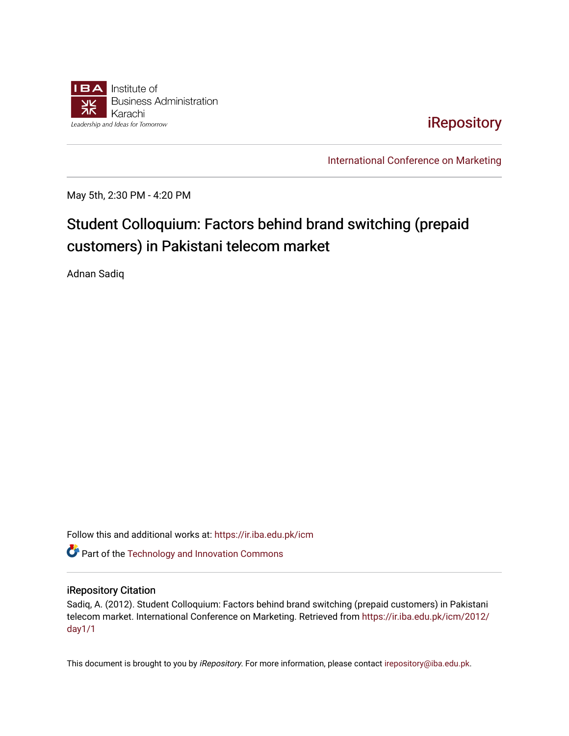Institute of Business Administration Karachi

*Leadership and Ideas for Tomorrow*

iRepository

International Conference on Marketing

---

May 5th, 2:30 PM - 4:20 PM

# Student Colloquium: Factors behind brand switching (prepaid customers) in Pakistani telecom market

Adnan Sadiq

Follow this and additional works at: https://ir.iba.edu.pk/icm

Part of the Technology and Innovation Commons

## iRepository Citation

Sadiq, A. (2012). Student Colloquium: Factors behind brand switching (prepaid customers) in Pakistani telecom market. International Conference on Marketing. Retrieved from https://ir.iba.edu.pk/icm/2012/day1/1

This document is brought to you by *iRepository*. For more information, please contact irepository@iba.edu.pk.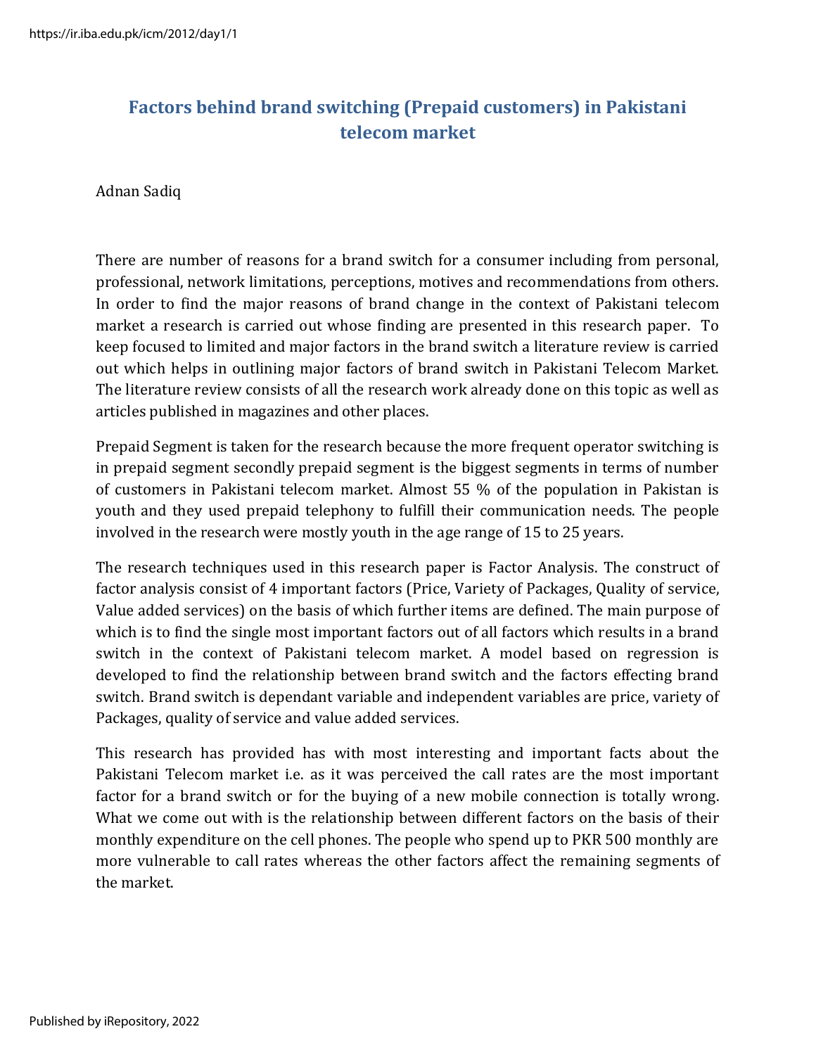# Factors behind brand switching (Prepaid customers) in Pakistani telecom market

Adnan Sadiq

There are number of reasons for a brand switch for a consumer including from personal, professional, network limitations, perceptions, motives and recommendations from others. In order to find the major reasons of brand change in the context of Pakistani telecom market a research is carried out whose finding are presented in this research paper. To keep focused to limited and major factors in the brand switch a literature review is carried out which helps in outlining major factors of brand switch in Pakistani Telecom Market. The literature review consists of all the research work already done on this topic as well as articles published in magazines and other places.

Prepaid Segment is taken for the research because the more frequent operator switching is in prepaid segment secondly prepaid segment is the biggest segments in terms of number of customers in Pakistani telecom market. Almost 55 % of the population in Pakistan is youth and they used prepaid telephony to fulfill their communication needs. The people involved in the research were mostly youth in the age range of 15 to 25 years.

The research techniques used in this research paper is Factor Analysis. The construct of factor analysis consist of 4 important factors (Price, Variety of Packages, Quality of service, Value added services) on the basis of which further items are defined. The main purpose of which is to find the single most important factors out of all factors which results in a brand switch in the context of Pakistani telecom market. A model based on regression is developed to find the relationship between brand switch and the factors effecting brand switch. Brand switch is dependant variable and independent variables are price, variety of Packages, quality of service and value added services.

This research has provided has with most interesting and important facts about the Pakistani Telecom market i.e. as it was perceived the call rates are the most important factor for a brand switch or for the buying of a new mobile connection is totally wrong. What we come out with is the relationship between different factors on the basis of their monthly expenditure on the cell phones. The people who spend up to PKR 500 monthly are more vulnerable to call rates whereas the other factors affect the remaining segments of the market.